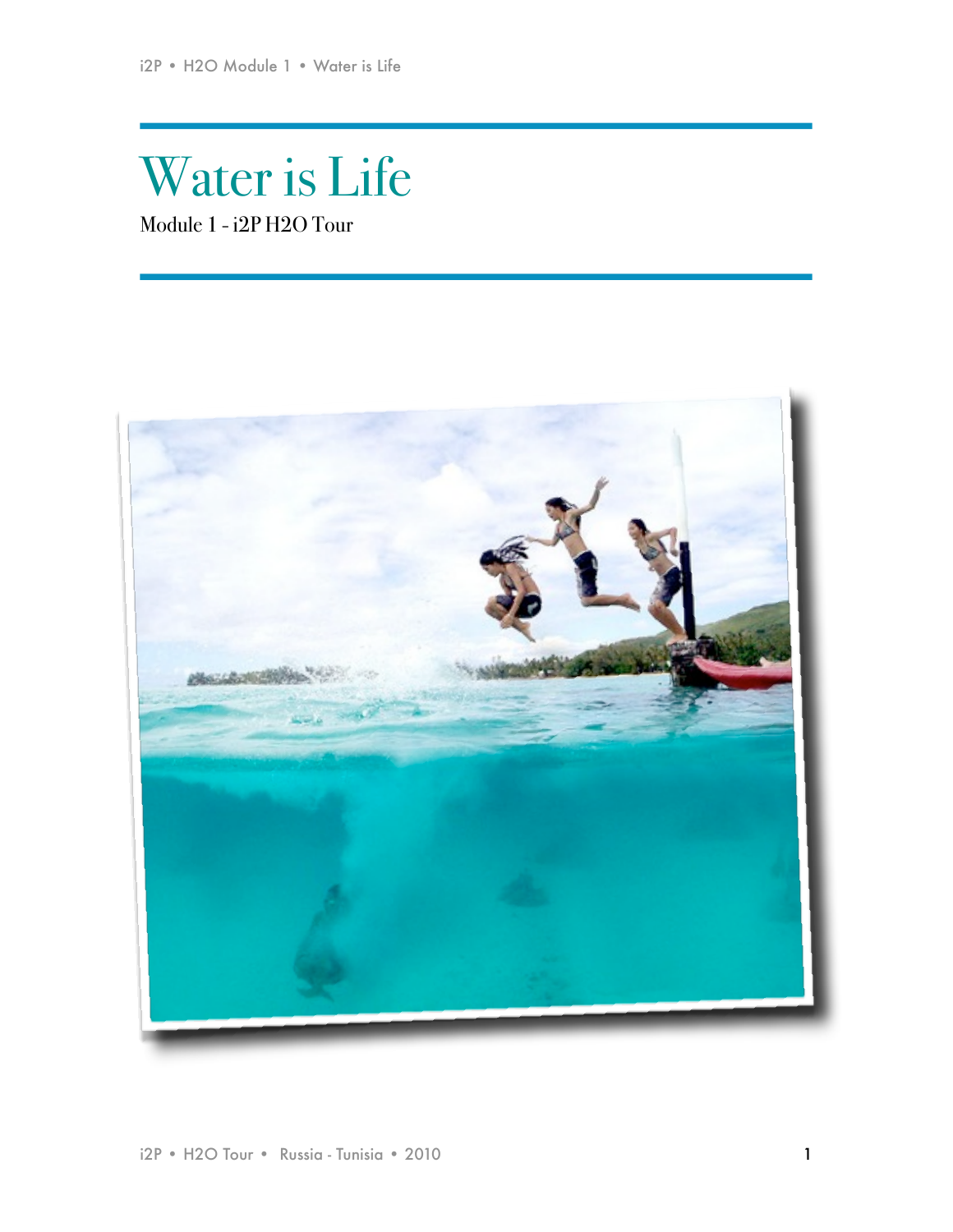# Water is Life

Module 1 - i2P H2O Tour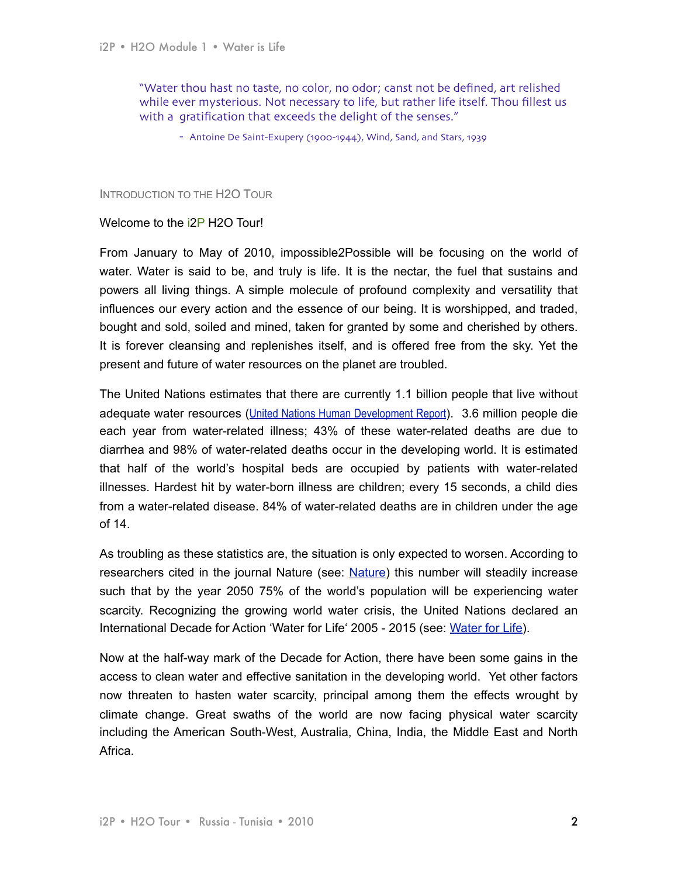> "Water thou hast no taste, no color, no odor; canst not be defined, art relished while ever mysterious. Not necessary to life, but rather life itself. Thou fillest us with a gratification that exceeds the delight of the senses."
>
> - Antoine De Saint-Exupery (1900-1944), Wind, Sand, and Stars, 1939

## Introduction to the H2O Tour

Welcome to the i2P H2O Tour!

From January to May of 2010, impossible2Possible will be focusing on the world of water. Water is said to be, and truly is life. It is the nectar, the fuel that sustains and powers all living things. A simple molecule of profound complexity and versatility that influences our every action and the essence of our being. It is worshipped, and traded, bought and sold, soiled and mined, taken for granted by some and cherished by others. It is forever cleansing and replenishes itself, and is offered free from the sky. Yet the present and future of water resources on the planet are troubled.

The United Nations estimates that there are currently 1.1 billion people that live without adequate water resources (United Nations Human Development Report). 3.6 million people die each year from water-related illness; 43% of these water-related deaths are due to diarrhea and 98% of water-related deaths occur in the developing world. It is estimated that half of the world's hospital beds are occupied by patients with water-related illnesses. Hardest hit by water-born illness are children; every 15 seconds, a child dies from a water-related disease. 84% of water-related deaths are in children under the age of 14.

As troubling as these statistics are, the situation is only expected to worsen. According to researchers cited in the journal Nature (see: Nature) this number will steadily increase such that by the year 2050 75% of the world's population will be experiencing water scarcity. Recognizing the growing world water crisis, the United Nations declared an International Decade for Action 'Water for Life' 2005 - 2015 (see: Water for Life).

Now at the half-way mark of the Decade for Action, there have been some gains in the access to clean water and effective sanitation in the developing world. Yet other factors now threaten to hasten water scarcity, principal among them the effects wrought by climate change. Great swaths of the world are now facing physical water scarcity including the American South-West, Australia, China, India, the Middle East and North Africa.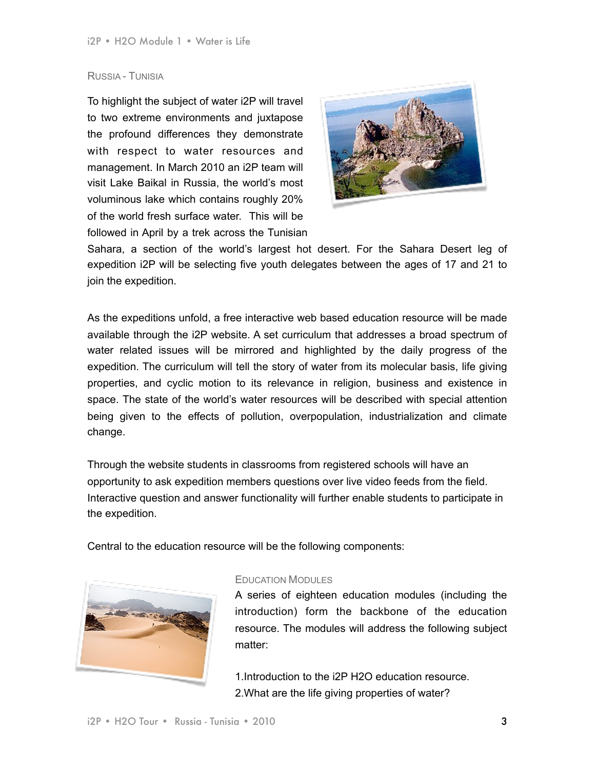## Russia - Tunisia

To highlight the subject of water i2P will travel to two extreme environments and juxtapose the profound differences they demonstrate with respect to water resources and management. In March 2010 an i2P team will visit Lake Baikal in Russia, the world's most voluminous lake which contains roughly 20% of the world fresh surface water. This will be followed in April by a trek across the Tunisian Sahara, a section of the world's largest hot desert. For the Sahara Desert leg of expedition i2P will be selecting five youth delegates between the ages of 17 and 21 to join the expedition.

As the expeditions unfold, a free interactive web based education resource will be made available through the i2P website. A set curriculum that addresses a broad spectrum of water related issues will be mirrored and highlighted by the daily progress of the expedition. The curriculum will tell the story of water from its molecular basis, life giving properties, and cyclic motion to its relevance in religion, business and existence in space. The state of the world's water resources will be described with special attention being given to the effects of pollution, overpopulation, industrialization and climate change.

Through the website students in classrooms from registered schools will have an opportunity to ask expedition members questions over live video feeds from the field. Interactive question and answer functionality will further enable students to participate in the expedition.

Central to the education resource will be the following components:

### Education Modules

A series of eighteen education modules (including the introduction) form the backbone of the education resource. The modules will address the following subject matter:

1. Introduction to the i2P H2O education resource.
2. What are the life giving properties of water?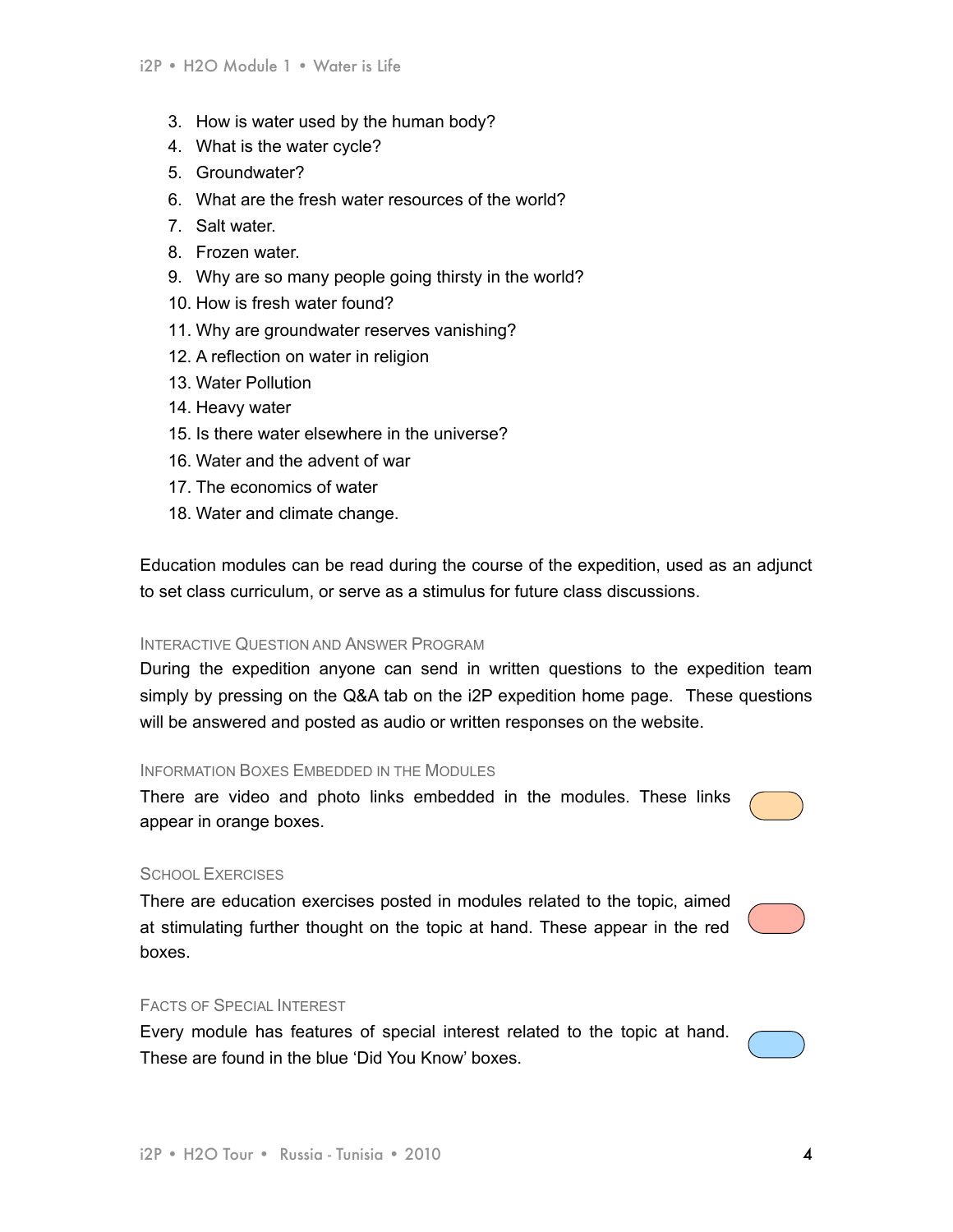3. How is water used by the human body?
4. What is the water cycle?
5. Groundwater?
6. What are the fresh water resources of the world?
7. Salt water.
8. Frozen water.
9. Why are so many people going thirsty in the world?
10. How is fresh water found?
11. Why are groundwater reserves vanishing?
12. A reflection on water in religion
13. Water Pollution
14. Heavy water
15. Is there water elsewhere in the universe?
16. Water and the advent of war
17. The economics of water
18. Water and climate change.

Education modules can be read during the course of the expedition, used as an adjunct to set class curriculum, or serve as a stimulus for future class discussions.

### Interactive Question and Answer Program

During the expedition anyone can send in written questions to the expedition team simply by pressing on the Q&A tab on the i2P expedition home page. These questions will be answered and posted as audio or written responses on the website.

### Information Boxes Embedded in the Modules

There are video and photo links embedded in the modules. These links appear in orange boxes.

### School Exercises

There are education exercises posted in modules related to the topic, aimed at stimulating further thought on the topic at hand. These appear in the red boxes.

### Facts of Special Interest

Every module has features of special interest related to the topic at hand. These are found in the blue 'Did You Know' boxes.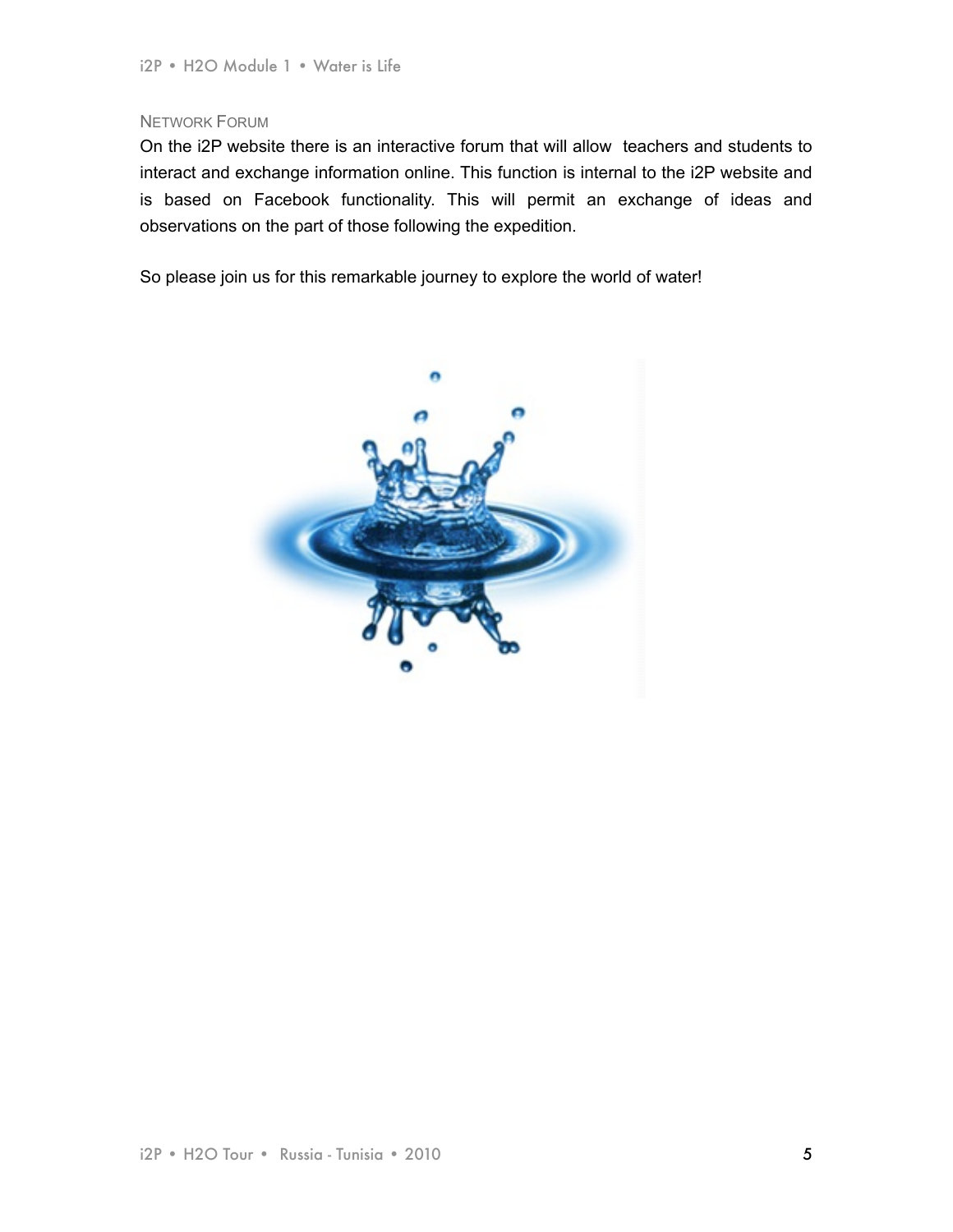### Network Forum

On the i2P website there is an interactive forum that will allow teachers and students to interact and exchange information online. This function is internal to the i2P website and is based on Facebook functionality. This will permit an exchange of ideas and observations on the part of those following the expedition.

So please join us for this remarkable journey to explore the world of water!